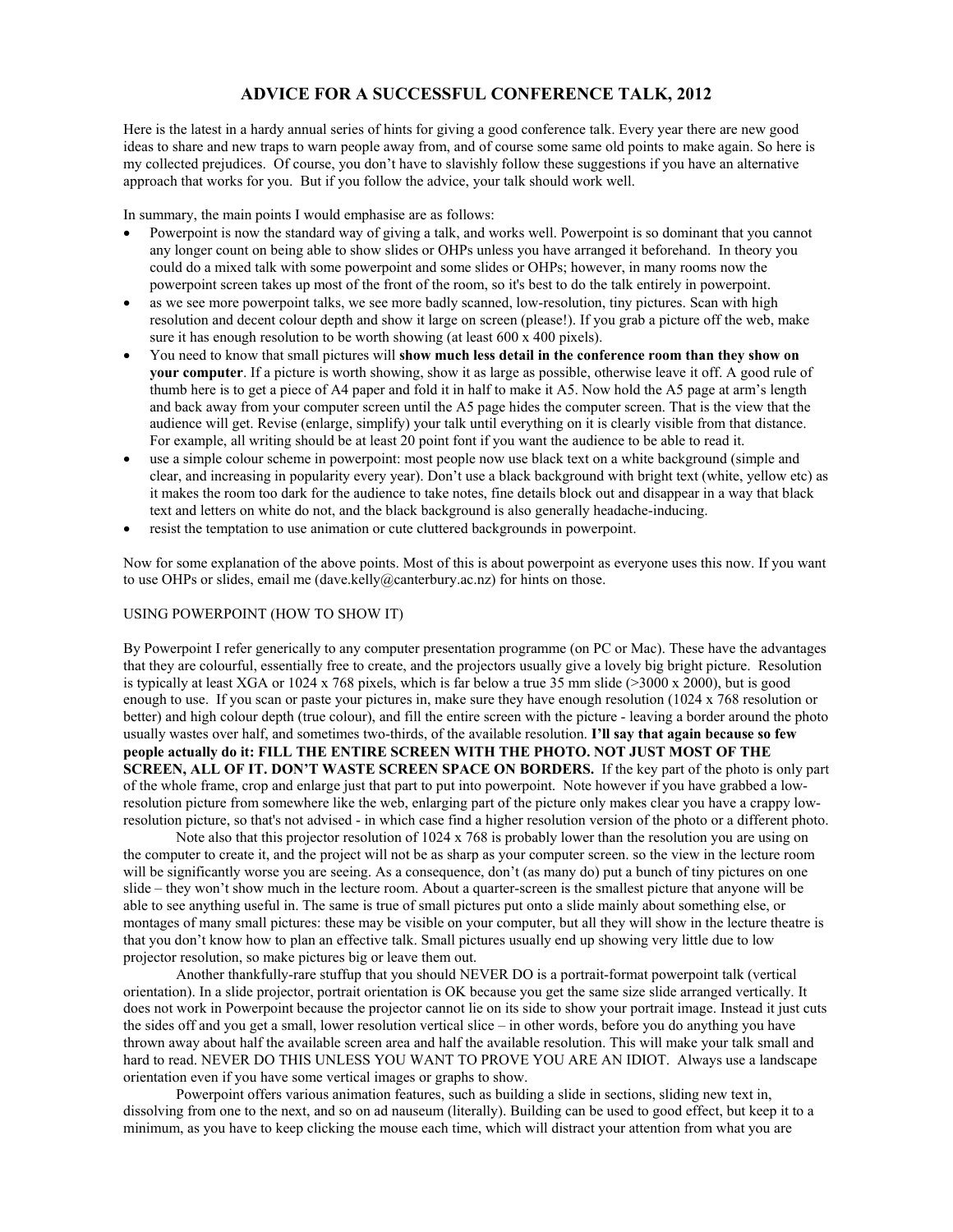# ADVICE FOR A SUCCESSFUL CONFERENCE TALK, 2012

Here is the latest in a hardy annual series of hints for giving a good conference talk. Every year there are new good ideas to share and new traps to warn people away from, and of course some same old points to make again. So here is my collected prejudices. Of course, you don't have to slavishly follow these suggestions if you have an alternative approach that works for you. But if you follow the advice, your talk should work well.

In summary, the main points I would emphasise are as follows:

- Powerpoint is now the standard way of giving a talk, and works well. Powerpoint is so dominant that you cannot any longer count on being able to show slides or OHPs unless you have arranged it beforehand. In theory you could do a mixed talk with some powerpoint and some slides or OHPs; however, in many rooms now the powerpoint screen takes up most of the front of the room, so it's best to do the talk entirely in powerpoint.
- as we see more powerpoint talks, we see more badly scanned, low-resolution, tiny pictures. Scan with high resolution and decent colour depth and show it large on screen (please!). If you grab a picture off the web, make sure it has enough resolution to be worth showing (at least 600 x 400 pixels).
- You need to know that small pictures will **show much less detail in the conference room than they show on your computer**. If a picture is worth showing, show it as large as possible, otherwise leave it off. A good rule of thumb here is to get a piece of A4 paper and fold it in half to make it A5. Now hold the A5 page at arm's length and back away from your computer screen until the A5 page hides the computer screen. That is the view that the audience will get. Revise (enlarge, simplify) your talk until everything on it is clearly visible from that distance. For example, all writing should be at least 20 point font if you want the audience to be able to read it.
- use a simple colour scheme in powerpoint: most people now use black text on a white background (simple and clear, and increasing in popularity every year). Don't use a black background with bright text (white, yellow etc) as it makes the room too dark for the audience to take notes, fine details block out and disappear in a way that black text and letters on white do not, and the black background is also generally headache-inducing.
- resist the temptation to use animation or cute cluttered backgrounds in powerpoint.

Now for some explanation of the above points. Most of this is about powerpoint as everyone uses this now. If you want to use OHPs or slides, email me (dave.kelly@canterbury.ac.nz) for hints on those.

## USING POWERPOINT (HOW TO SHOW IT)

By Powerpoint I refer generically to any computer presentation programme (on PC or Mac). These have the advantages that they are colourful, essentially free to create, and the projectors usually give a lovely big bright picture. Resolution is typically at least XGA or 1024 x 768 pixels, which is far below a true 35 mm slide (>3000 x 2000), but is good enough to use. If you scan or paste your pictures in, make sure they have enough resolution (1024 x 768 resolution or better) and high colour depth (true colour), and fill the entire screen with the picture - leaving a border around the photo usually wastes over half, and sometimes two-thirds, of the available resolution. **I'll say that again because so few people actually do it: FILL THE ENTIRE SCREEN WITH THE PHOTO. NOT JUST MOST OF THE SCREEN, ALL OF IT. DON'T WASTE SCREEN SPACE ON BORDERS.** If the key part of the photo is only part of the whole frame, crop and enlarge just that part to put into powerpoint. Note however if you have grabbed a low-resolution picture from somewhere like the web, enlarging part of the picture only makes clear you have a crappy low-resolution picture, so that's not advised - in which case find a higher resolution version of the photo or a different photo.

Note also that this projector resolution of 1024 x 768 is probably lower than the resolution you are using on the computer to create it, and the project will not be as sharp as your computer screen. so the view in the lecture room will be significantly worse you are seeing. As a consequence, don't (as many do) put a bunch of tiny pictures on one slide – they won't show much in the lecture room. About a quarter-screen is the smallest picture that anyone will be able to see anything useful in. The same is true of small pictures put onto a slide mainly about something else, or montages of many small pictures: these may be visible on your computer, but all they will show in the lecture theatre is that you don't know how to plan an effective talk. Small pictures usually end up showing very little due to low projector resolution, so make pictures big or leave them out.

Another thankfully-rare stuffup that you should NEVER DO is a portrait-format powerpoint talk (vertical orientation). In a slide projector, portrait orientation is OK because you get the same size slide arranged vertically. It does not work in Powerpoint because the projector cannot lie on its side to show your portrait image. Instead it just cuts the sides off and you get a small, lower resolution vertical slice – in other words, before you do anything you have thrown away about half the available screen area and half the available resolution. This will make your talk small and hard to read. NEVER DO THIS UNLESS YOU WANT TO PROVE YOU ARE AN IDIOT. Always use a landscape orientation even if you have some vertical images or graphs to show.

Powerpoint offers various animation features, such as building a slide in sections, sliding new text in, dissolving from one to the next, and so on ad nauseum (literally). Building can be used to good effect, but keep it to a minimum, as you have to keep clicking the mouse each time, which will distract your attention from what you are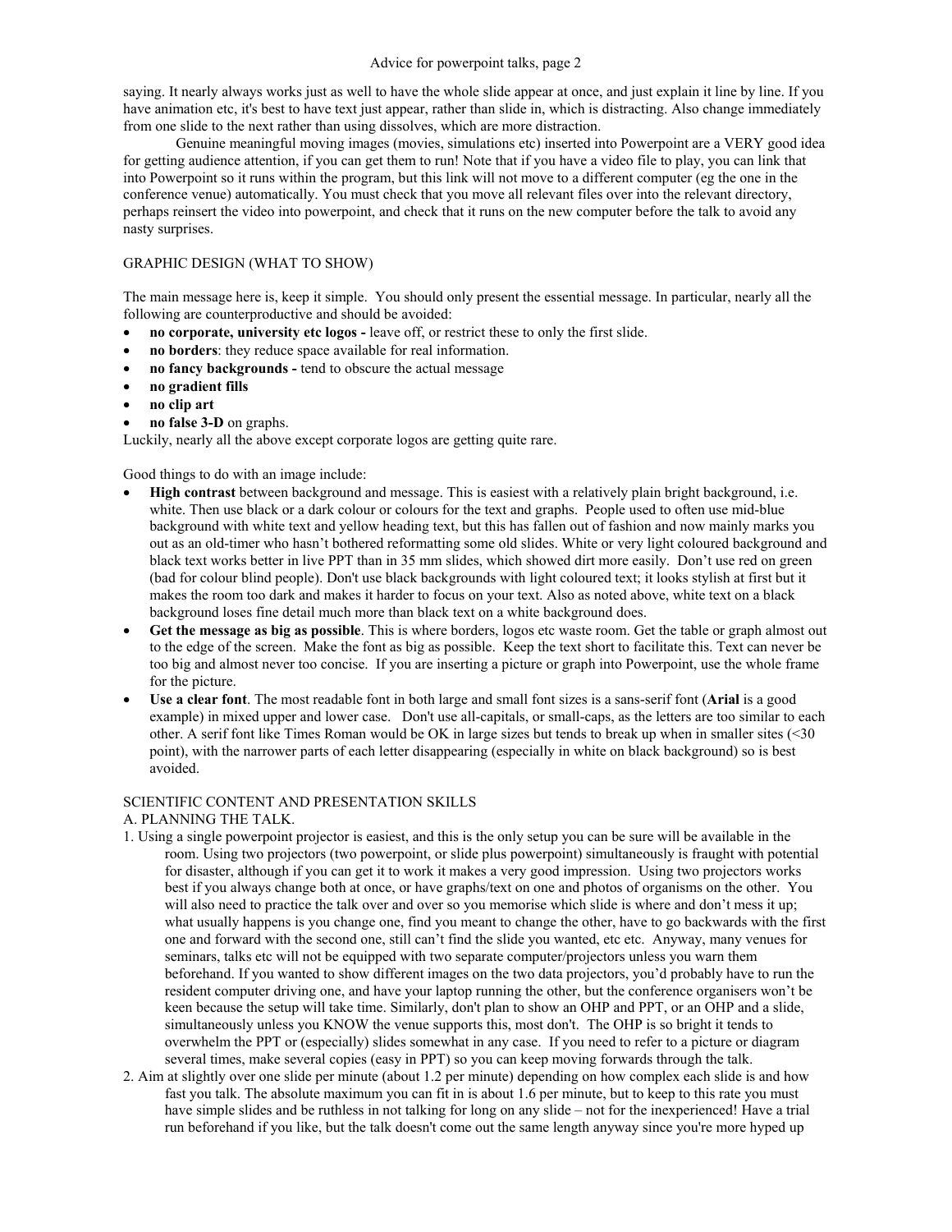saying. It nearly always works just as well to have the whole slide appear at once, and just explain it line by line. If you have animation etc, it's best to have text just appear, rather than slide in, which is distracting. Also change immediately from one slide to the next rather than using dissolves, which are more distraction.

Genuine meaningful moving images (movies, simulations etc) inserted into Powerpoint are a VERY good idea for getting audience attention, if you can get them to run! Note that if you have a video file to play, you can link that into Powerpoint so it runs within the program, but this link will not move to a different computer (eg the one in the conference venue) automatically. You must check that you move all relevant files over into the relevant directory, perhaps reinsert the video into powerpoint, and check that it runs on the new computer before the talk to avoid any nasty surprises.

## GRAPHIC DESIGN (WHAT TO SHOW)

The main message here is, keep it simple. You should only present the essential message. In particular, nearly all the following are counterproductive and should be avoided:

- **no corporate, university etc logos -** leave off, or restrict these to only the first slide.
- **no borders**: they reduce space available for real information.
- **no fancy backgrounds -** tend to obscure the actual message
- **no gradient fills**
- **no clip art**
- **no false 3-D** on graphs.

Luckily, nearly all the above except corporate logos are getting quite rare.

Good things to do with an image include:

- **High contrast** between background and message. This is easiest with a relatively plain bright background, i.e. white. Then use black or a dark colour or colours for the text and graphs. People used to often use mid-blue background with white text and yellow heading text, but this has fallen out of fashion and now mainly marks you out as an old-timer who hasn't bothered reformatting some old slides. White or very light coloured background and black text works better in live PPT than in 35 mm slides, which showed dirt more easily. Don't use red on green (bad for colour blind people). Don't use black backgrounds with light coloured text; it looks stylish at first but it makes the room too dark and makes it harder to focus on your text. Also as noted above, white text on a black background loses fine detail much more than black text on a white background does.
- **Get the message as big as possible**. This is where borders, logos etc waste room. Get the table or graph almost out to the edge of the screen. Make the font as big as possible. Keep the text short to facilitate this. Text can never be too big and almost never too concise. If you are inserting a picture or graph into Powerpoint, use the whole frame for the picture.
- **Use a clear font**. The most readable font in both large and small font sizes is a sans-serif font (**Arial** is a good example) in mixed upper and lower case. Don't use all-capitals, or small-caps, as the letters are too similar to each other. A serif font like Times Roman would be OK in large sizes but tends to break up when in smaller sites (<30 point), with the narrower parts of each letter disappearing (especially in white on black background) so is best avoided.

## SCIENTIFIC CONTENT AND PRESENTATION SKILLS

### A. PLANNING THE TALK.

1. Using a single powerpoint projector is easiest, and this is the only setup you can be sure will be available in the room. Using two projectors (two powerpoint, or slide plus powerpoint) simultaneously is fraught with potential for disaster, although if you can get it to work it makes a very good impression. Using two projectors works best if you always change both at once, or have graphs/text on one and photos of organisms on the other. You will also need to practice the talk over and over so you memorise which slide is where and don't mess it up; what usually happens is you change one, find you meant to change the other, have to go backwards with the first one and forward with the second one, still can't find the slide you wanted, etc etc. Anyway, many venues for seminars, talks etc will not be equipped with two separate computer/projectors unless you warn them beforehand. If you wanted to show different images on the two data projectors, you'd probably have to run the resident computer driving one, and have your laptop running the other, but the conference organisers won't be keen because the setup will take time. Similarly, don't plan to show an OHP and PPT, or an OHP and a slide, simultaneously unless you KNOW the venue supports this, most don't. The OHP is so bright it tends to overwhelm the PPT or (especially) slides somewhat in any case. If you need to refer to a picture or diagram several times, make several copies (easy in PPT) so you can keep moving forwards through the talk.
2. Aim at slightly over one slide per minute (about 1.2 per minute) depending on how complex each slide is and how fast you talk. The absolute maximum you can fit in is about 1.6 per minute, but to keep to this rate you must have simple slides and be ruthless in not talking for long on any slide – not for the inexperienced! Have a trial run beforehand if you like, but the talk doesn't come out the same length anyway since you're more hyped up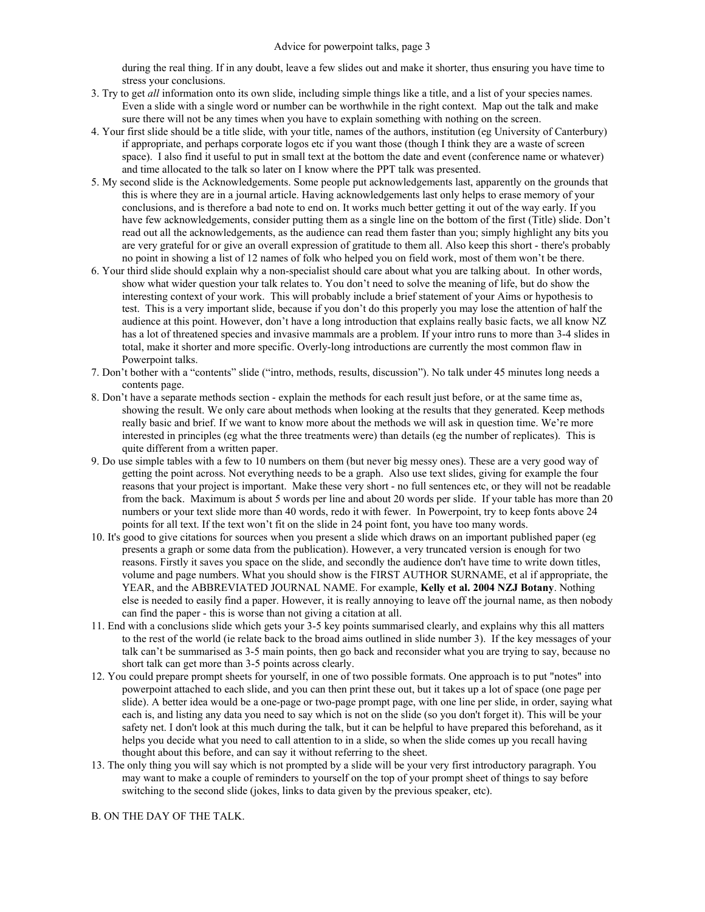during the real thing. If in any doubt, leave a few slides out and make it shorter, thus ensuring you have time to stress your conclusions.

3. Try to get *all* information onto its own slide, including simple things like a title, and a list of your species names. Even a slide with a single word or number can be worthwhile in the right context. Map out the talk and make sure there will not be any times when you have to explain something with nothing on the screen.
4. Your first slide should be a title slide, with your title, names of the authors, institution (eg University of Canterbury) if appropriate, and perhaps corporate logos etc if you want those (though I think they are a waste of screen space). I also find it useful to put in small text at the bottom the date and event (conference name or whatever) and time allocated to the talk so later on I know where the PPT talk was presented.
5. My second slide is the Acknowledgements. Some people put acknowledgements last, apparently on the grounds that this is where they are in a journal article. Having acknowledgements last only helps to erase memory of your conclusions, and is therefore a bad note to end on. It works much better getting it out of the way early. If you have few acknowledgements, consider putting them as a single line on the bottom of the first (Title) slide. Don't read out all the acknowledgements, as the audience can read them faster than you; simply highlight any bits you are very grateful for or give an overall expression of gratitude to them all. Also keep this short - there's probably no point in showing a list of 12 names of folk who helped you on field work, most of them won't be there.
6. Your third slide should explain why a non-specialist should care about what you are talking about. In other words, show what wider question your talk relates to. You don't need to solve the meaning of life, but do show the interesting context of your work. This will probably include a brief statement of your Aims or hypothesis to test. This is a very important slide, because if you don't do this properly you may lose the attention of half the audience at this point. However, don't have a long introduction that explains really basic facts, we all know NZ has a lot of threatened species and invasive mammals are a problem. If your intro runs to more than 3-4 slides in total, make it shorter and more specific. Overly-long introductions are currently the most common flaw in Powerpoint talks.
7. Don't bother with a "contents" slide ("intro, methods, results, discussion"). No talk under 45 minutes long needs a contents page.
8. Don't have a separate methods section - explain the methods for each result just before, or at the same time as, showing the result. We only care about methods when looking at the results that they generated. Keep methods really basic and brief. If we want to know more about the methods we will ask in question time. We're more interested in principles (eg what the three treatments were) than details (eg the number of replicates). This is quite different from a written paper.
9. Do use simple tables with a few to 10 numbers on them (but never big messy ones). These are a very good way of getting the point across. Not everything needs to be a graph. Also use text slides, giving for example the four reasons that your project is important. Make these very short - no full sentences etc, or they will not be readable from the back. Maximum is about 5 words per line and about 20 words per slide. If your table has more than 20 numbers or your text slide more than 40 words, redo it with fewer. In Powerpoint, try to keep fonts above 24 points for all text. If the text won't fit on the slide in 24 point font, you have too many words.
10. It's good to give citations for sources when you present a slide which draws on an important published paper (eg presents a graph or some data from the publication). However, a very truncated version is enough for two reasons. Firstly it saves you space on the slide, and secondly the audience don't have time to write down titles, volume and page numbers. What you should show is the FIRST AUTHOR SURNAME, et al if appropriate, the YEAR, and the ABBREVIATED JOURNAL NAME. For example, **Kelly et al. 2004 NZJ Botany**. Nothing else is needed to easily find a paper. However, it is really annoying to leave off the journal name, as then nobody can find the paper - this is worse than not giving a citation at all.
11. End with a conclusions slide which gets your 3-5 key points summarised clearly, and explains why this all matters to the rest of the world (ie relate back to the broad aims outlined in slide number 3). If the key messages of your talk can't be summarised as 3-5 main points, then go back and reconsider what you are trying to say, because no short talk can get more than 3-5 points across clearly.
12. You could prepare prompt sheets for yourself, in one of two possible formats. One approach is to put "notes" into powerpoint attached to each slide, and you can then print these out, but it takes up a lot of space (one page per slide). A better idea would be a one-page or two-page prompt page, with one line per slide, in order, saying what each is, and listing any data you need to say which is not on the slide (so you don't forget it). This will be your safety net. I don't look at this much during the talk, but it can be helpful to have prepared this beforehand, as it helps you decide what you need to call attention to in a slide, so when the slide comes up you recall having thought about this before, and can say it without referring to the sheet.
13. The only thing you will say which is not prompted by a slide will be your very first introductory paragraph. You may want to make a couple of reminders to yourself on the top of your prompt sheet of things to say before switching to the second slide (jokes, links to data given by the previous speaker, etc).

## B. ON THE DAY OF THE TALK.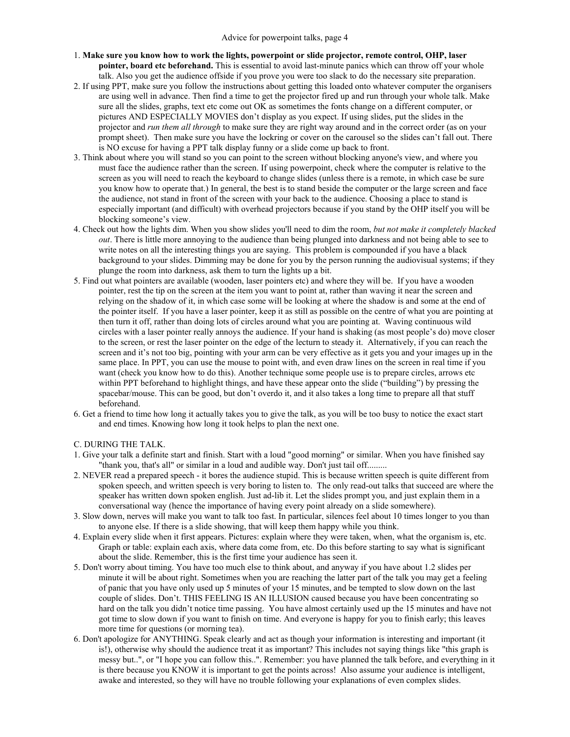1. **Make sure you know how to work the lights, powerpoint or slide projector, remote control, OHP, laser pointer, board etc beforehand.** This is essential to avoid last-minute panics which can throw off your whole talk. Also you get the audience offside if you prove you were too slack to do the necessary site preparation.
2. If using PPT, make sure you follow the instructions about getting this loaded onto whatever computer the organisers are using well in advance. Then find a time to get the projector fired up and run through your whole talk. Make sure all the slides, graphs, text etc come out OK as sometimes the fonts change on a different computer, or pictures AND ESPECIALLY MOVIES don't display as you expect. If using slides, put the slides in the projector and *run them all through* to make sure they are right way around and in the correct order (as on your prompt sheet). Then make sure you have the lockring or cover on the carousel so the slides can't fall out. There is NO excuse for having a PPT talk display funny or a slide come up back to front.
3. Think about where you will stand so you can point to the screen without blocking anyone's view, and where you must face the audience rather than the screen. If using powerpoint, check where the computer is relative to the screen as you will need to reach the keyboard to change slides (unless there is a remote, in which case be sure you know how to operate that.) In general, the best is to stand beside the computer or the large screen and face the audience, not stand in front of the screen with your back to the audience. Choosing a place to stand is especially important (and difficult) with overhead projectors because if you stand by the OHP itself you will be blocking someone's view.
4. Check out how the lights dim. When you show slides you'll need to dim the room, *but not make it completely blacked out*. There is little more annoying to the audience than being plunged into darkness and not being able to see to write notes on all the interesting things you are saying. This problem is compounded if you have a black background to your slides. Dimming may be done for you by the person running the audiovisual systems; if they plunge the room into darkness, ask them to turn the lights up a bit.
5. Find out what pointers are available (wooden, laser pointers etc) and where they will be. If you have a wooden pointer, rest the tip on the screen at the item you want to point at, rather than waving it near the screen and relying on the shadow of it, in which case some will be looking at where the shadow is and some at the end of the pointer itself. If you have a laser pointer, keep it as still as possible on the centre of what you are pointing at then turn it off, rather than doing lots of circles around what you are pointing at. Waving continuous wild circles with a laser pointer really annoys the audience. If your hand is shaking (as most people's do) move closer to the screen, or rest the laser pointer on the edge of the lecturn to steady it. Alternatively, if you can reach the screen and it's not too big, pointing with your arm can be very effective as it gets you and your images up in the same place. In PPT, you can use the mouse to point with, and even draw lines on the screen in real time if you want (check you know how to do this). Another technique some people use is to prepare circles, arrows etc within PPT beforehand to highlight things, and have these appear onto the slide ("building") by pressing the spacebar/mouse. This can be good, but don't overdo it, and it also takes a long time to prepare all that stuff beforehand.
6. Get a friend to time how long it actually takes you to give the talk, as you will be too busy to notice the exact start and end times. Knowing how long it took helps to plan the next one.

## C. DURING THE TALK.

1. Give your talk a definite start and finish. Start with a loud "good morning" or similar. When you have finished say "thank you, that's all" or similar in a loud and audible way. Don't just tail off.........
2. NEVER read a prepared speech - it bores the audience stupid. This is because written speech is quite different from spoken speech, and written speech is very boring to listen to. The only read-out talks that succeed are where the speaker has written down spoken english. Just ad-lib it. Let the slides prompt you, and just explain them in a conversational way (hence the importance of having every point already on a slide somewhere).
3. Slow down, nerves will make you want to talk too fast. In particular, silences feel about 10 times longer to you than to anyone else. If there is a slide showing, that will keep them happy while you think.
4. Explain every slide when it first appears. Pictures: explain where they were taken, when, what the organism is, etc. Graph or table: explain each axis, where data come from, etc. Do this before starting to say what is significant about the slide. Remember, this is the first time your audience has seen it.
5. Don't worry about timing. You have too much else to think about, and anyway if you have about 1.2 slides per minute it will be about right. Sometimes when you are reaching the latter part of the talk you may get a feeling of panic that you have only used up 5 minutes of your 15 minutes, and be tempted to slow down on the last couple of slides. Don't. THIS FEELING IS AN ILLUSION caused because you have been concentrating so hard on the talk you didn't notice time passing. You have almost certainly used up the 15 minutes and have not got time to slow down if you want to finish on time. And everyone is happy for you to finish early; this leaves more time for questions (or morning tea).
6. Don't apologize for ANYTHING. Speak clearly and act as though your information is interesting and important (it is!), otherwise why should the audience treat it as important? This includes not saying things like "this graph is messy but..", or "I hope you can follow this..". Remember: you have planned the talk before, and everything in it is there because you KNOW it is important to get the points across! Also assume your audience is intelligent, awake and interested, so they will have no trouble following your explanations of even complex slides.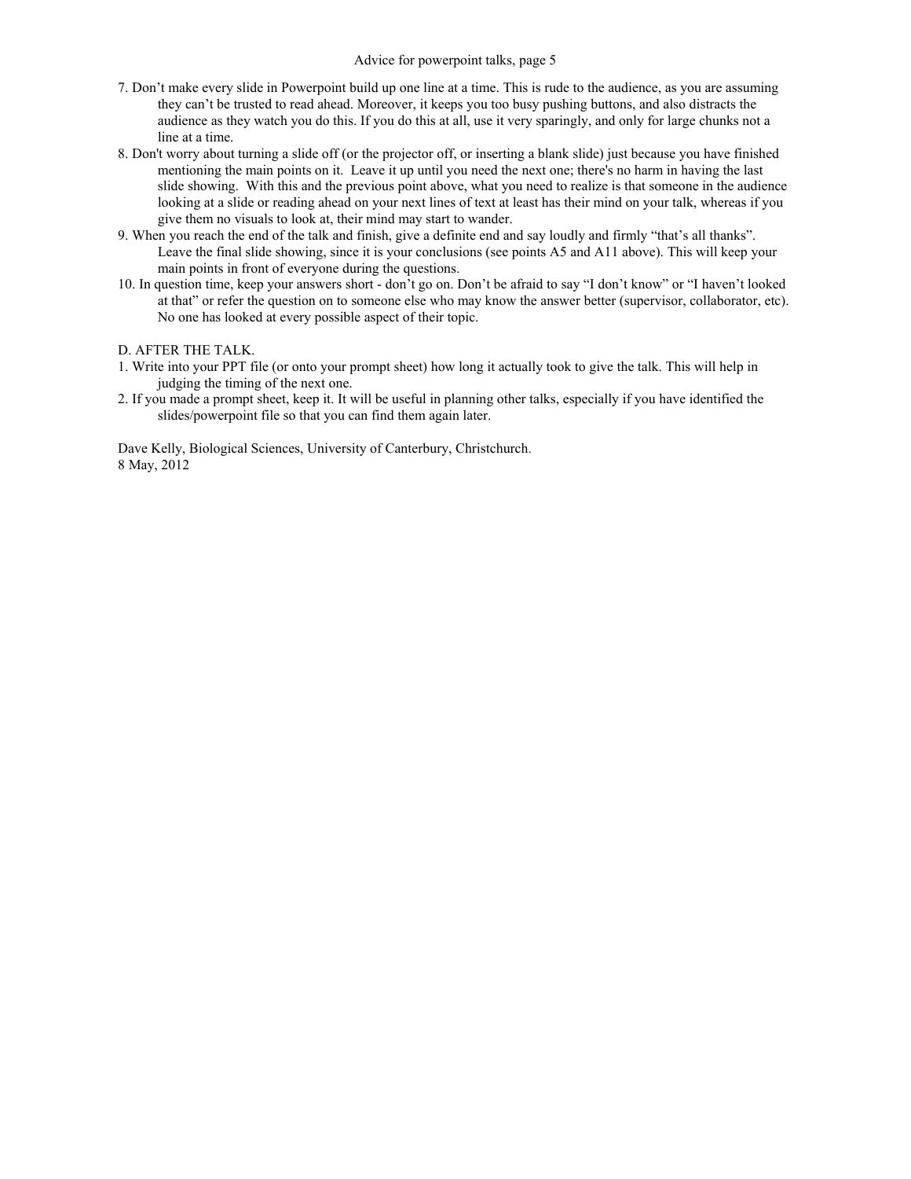7. Don't make every slide in Powerpoint build up one line at a time. This is rude to the audience, as you are assuming they can't be trusted to read ahead. Moreover, it keeps you too busy pushing buttons, and also distracts the audience as they watch you do this. If you do this at all, use it very sparingly, and only for large chunks not a line at a time.
8. Don't worry about turning a slide off (or the projector off, or inserting a blank slide) just because you have finished mentioning the main points on it. Leave it up until you need the next one; there's no harm in having the last slide showing. With this and the previous point above, what you need to realize is that someone in the audience looking at a slide or reading ahead on your next lines of text at least has their mind on your talk, whereas if you give them no visuals to look at, their mind may start to wander.
9. When you reach the end of the talk and finish, give a definite end and say loudly and firmly "that's all thanks". Leave the final slide showing, since it is your conclusions (see points A5 and A11 above). This will keep your main points in front of everyone during the questions.
10. In question time, keep your answers short - don't go on. Don't be afraid to say "I don't know" or "I haven't looked at that" or refer the question on to someone else who may know the answer better (supervisor, collaborator, etc). No one has looked at every possible aspect of their topic.

D. AFTER THE TALK.

1. Write into your PPT file (or onto your prompt sheet) how long it actually took to give the talk. This will help in judging the timing of the next one.
2. If you made a prompt sheet, keep it. It will be useful in planning other talks, especially if you have identified the slides/powerpoint file so that you can find them again later.

Dave Kelly, Biological Sciences, University of Canterbury, Christchurch.
8 May, 2012